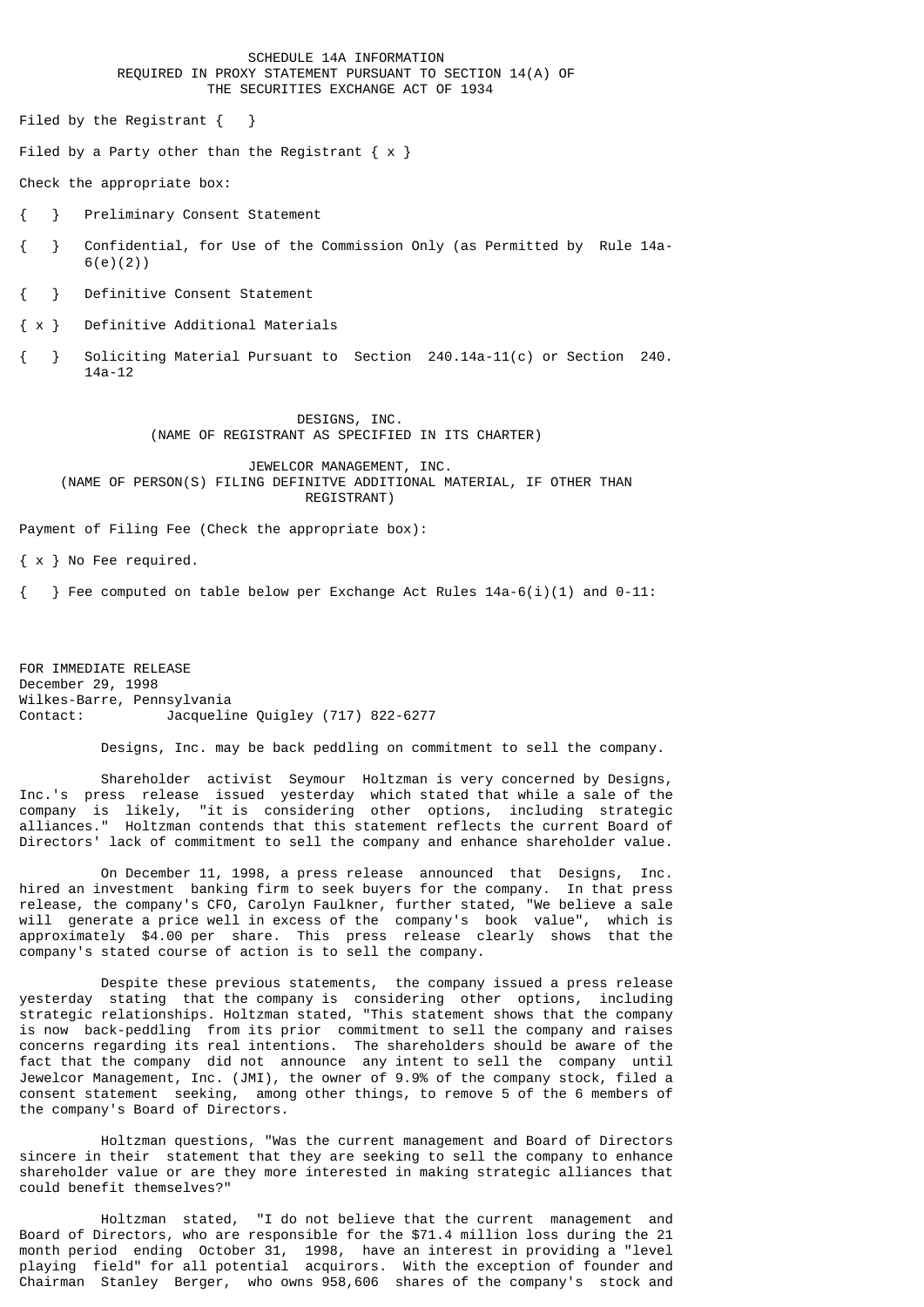SCHEDULE 14A INFORMATION
REQUIRED IN PROXY STATEMENT PURSUANT TO SECTION 14(A) OF
THE SECURITIES EXCHANGE ACT OF 1934

Filed by the Registrant { }

Filed by a Party other than the Registrant { x }

Check the appropriate box:

{ } Preliminary Consent Statement

{ } Confidential, for Use of the Commission Only (as Permitted by Rule 14a-6(e)(2))

{ } Definitive Consent Statement

{ x } Definitive Additional Materials

{ } Soliciting Material Pursuant to Section 240.14a-11(c) or Section 240.14a-12

DESIGNS, INC.
(NAME OF REGISTRANT AS SPECIFIED IN ITS CHARTER)

JEWELCOR MANAGEMENT, INC.
(NAME OF PERSON(S) FILING DEFINITVE ADDITIONAL MATERIAL, IF OTHER THAN REGISTRANT)

Payment of Filing Fee (Check the appropriate box):

{ x } No Fee required.

{ } Fee computed on table below per Exchange Act Rules 14a-6(i)(1) and 0-11:

FOR IMMEDIATE RELEASE
December 29, 1998
Wilkes-Barre, Pennsylvania
Contact: Jacqueline Quigley (717) 822-6277

Designs, Inc. may be back peddling on commitment to sell the company.

Shareholder activist Seymour Holtzman is very concerned by Designs, Inc.'s press release issued yesterday which stated that while a sale of the company is likely, "it is considering other options, including strategic alliances." Holtzman contends that this statement reflects the current Board of Directors' lack of commitment to sell the company and enhance shareholder value.

On December 11, 1998, a press release announced that Designs, Inc. hired an investment banking firm to seek buyers for the company. In that press release, the company's CFO, Carolyn Faulkner, further stated, "We believe a sale will generate a price well in excess of the company's book value", which is approximately $4.00 per share. This press release clearly shows that the company's stated course of action is to sell the company.

Despite these previous statements, the company issued a press release yesterday stating that the company is considering other options, including strategic relationships. Holtzman stated, "This statement shows that the company is now back-peddling from its prior commitment to sell the company and raises concerns regarding its real intentions. The shareholders should be aware of the fact that the company did not announce any intent to sell the company until Jewelcor Management, Inc. (JMI), the owner of 9.9% of the company stock, filed a consent statement seeking, among other things, to remove 5 of the 6 members of the company's Board of Directors.

Holtzman questions, "Was the current management and Board of Directors sincere in their statement that they are seeking to sell the company to enhance shareholder value or are they more interested in making strategic alliances that could benefit themselves?"

Holtzman stated, "I do not believe that the current management and Board of Directors, who are responsible for the $71.4 million loss during the 21 month period ending October 31, 1998, have an interest in providing a "level playing field" for all potential acquirors. With the exception of founder and Chairman Stanley Berger, who owns 958,606 shares of the company's stock and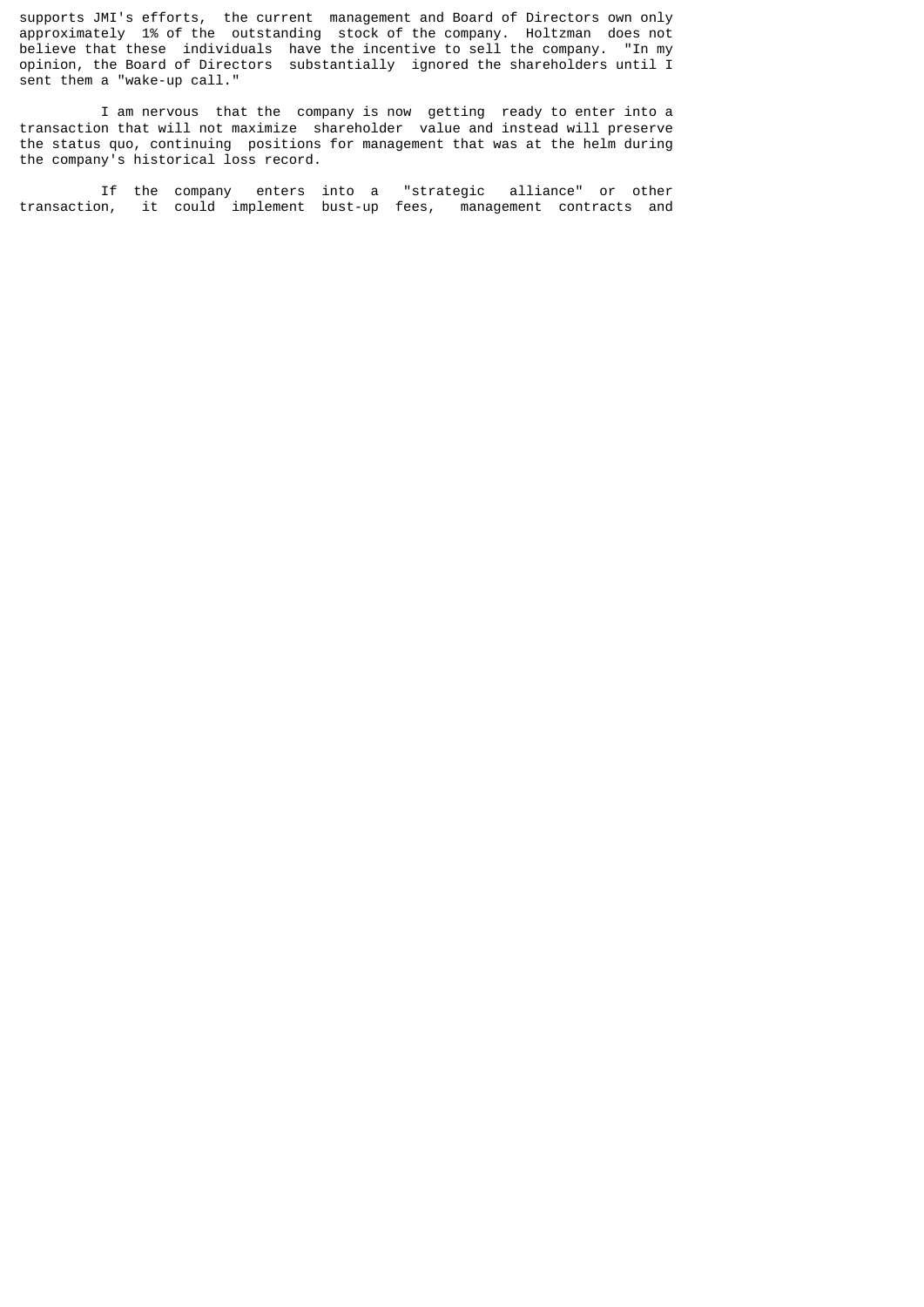supports JMI's efforts, the current management and Board of Directors own only approximately 1% of the outstanding stock of the company. Holtzman does not believe that these individuals have the incentive to sell the company. "In my opinion, the Board of Directors substantially ignored the shareholders until I sent them a "wake-up call."

I am nervous that the company is now getting ready to enter into a transaction that will not maximize shareholder value and instead will preserve the status quo, continuing positions for management that was at the helm during the company's historical loss record.

If the company enters into a "strategic alliance" or other transaction, it could implement bust-up fees, management contracts and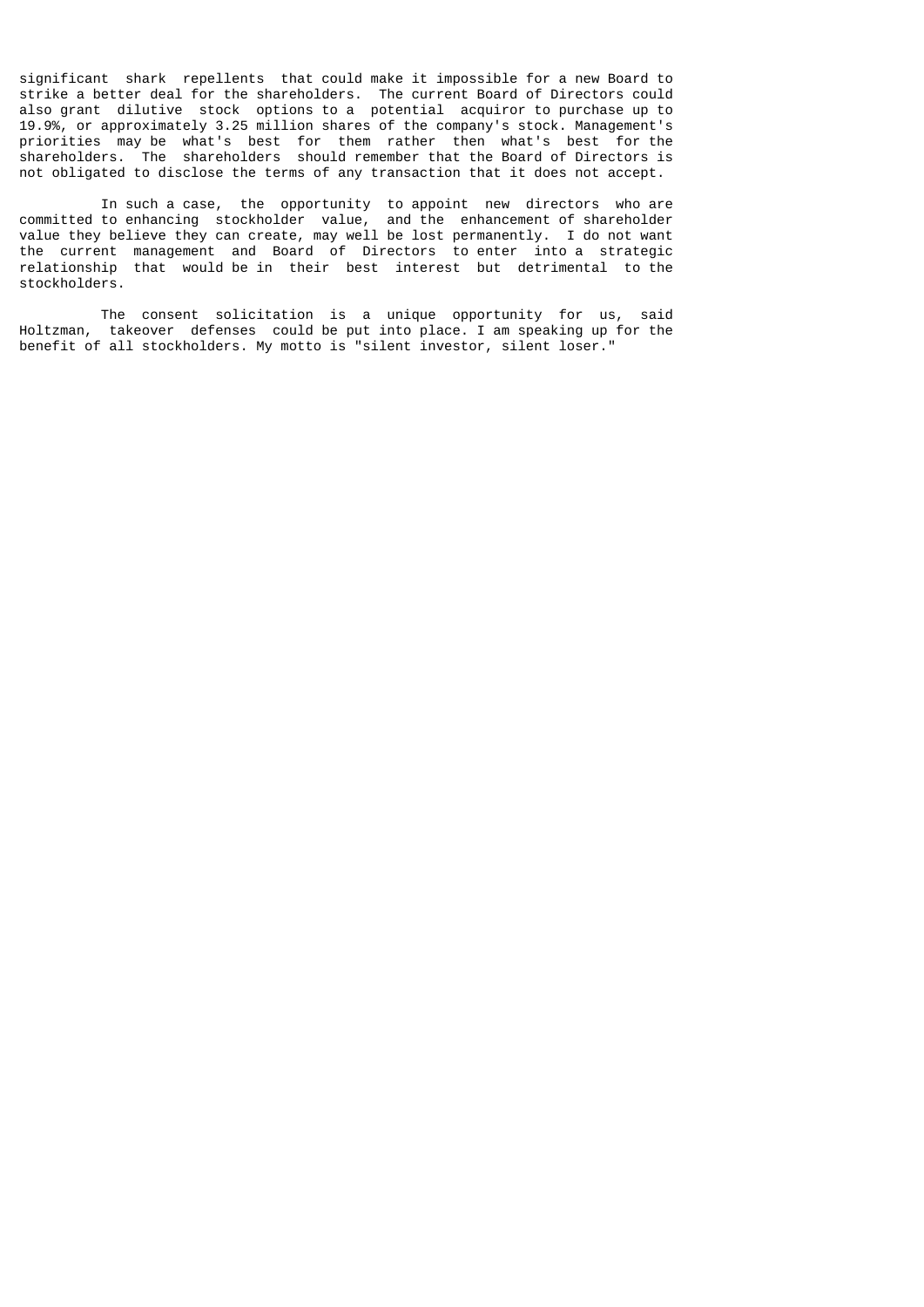significant shark repellents that could make it impossible for a new Board to strike a better deal for the shareholders. The current Board of Directors could also grant dilutive stock options to a potential acquiror to purchase up to 19.9%, or approximately 3.25 million shares of the company's stock. Management's priorities may be what's best for them rather then what's best for the shareholders. The shareholders should remember that the Board of Directors is not obligated to disclose the terms of any transaction that it does not accept.

In such a case, the opportunity to appoint new directors who are committed to enhancing stockholder value, and the enhancement of shareholder value they believe they can create, may well be lost permanently. I do not want the current management and Board of Directors to enter into a strategic relationship that would be in their best interest but detrimental to the stockholders.

The consent solicitation is a unique opportunity for us, said Holtzman, takeover defenses could be put into place. I am speaking up for the benefit of all stockholders. My motto is "silent investor, silent loser."